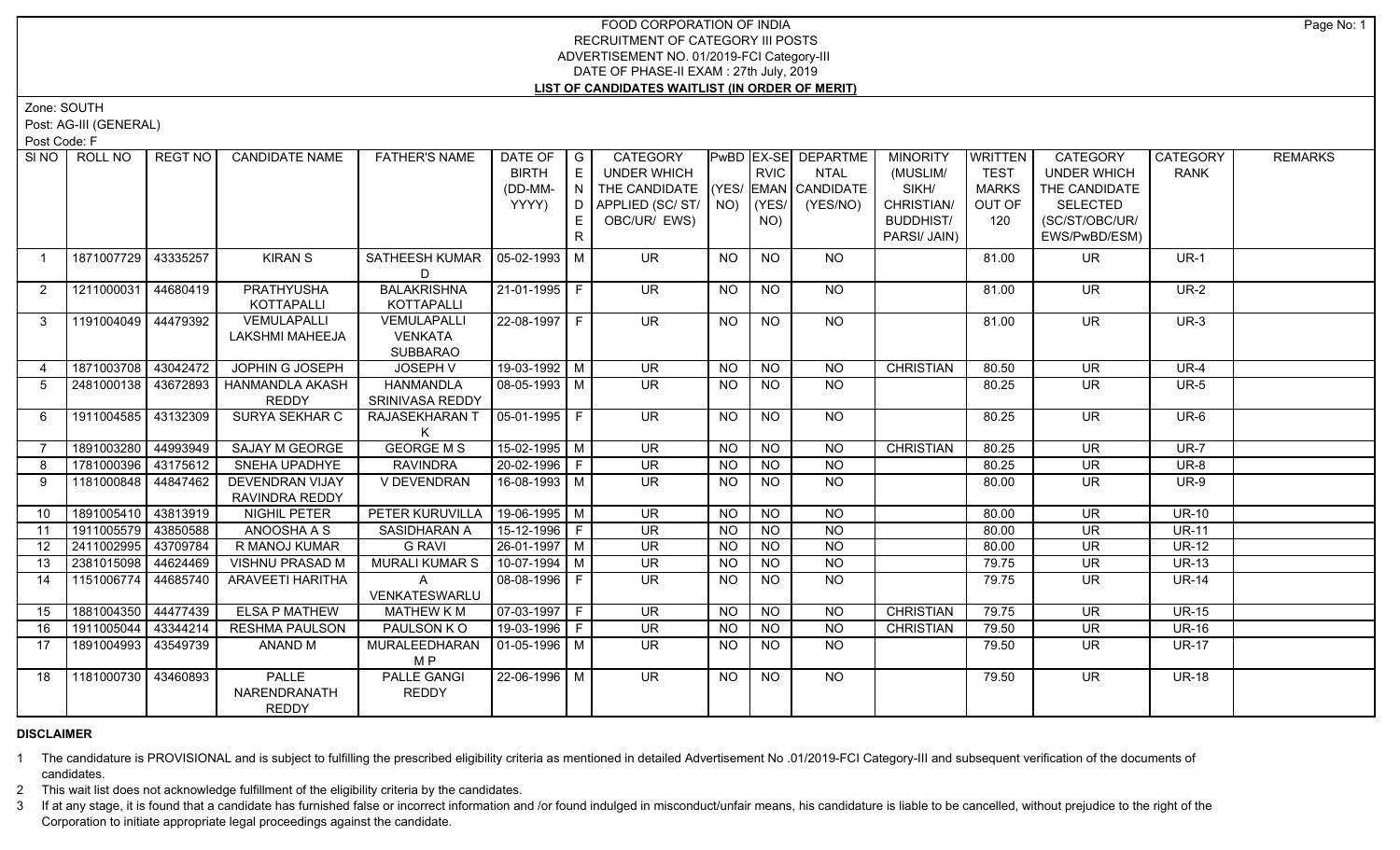# FOOD CORPORATION OF INDIA
## RECRUITMENT OF CATEGORY III POSTS
## ADVERTISEMENT NO. 01/2019-FCI Category-III
## DATE OF PHASE-II EXAM : 27th July, 2019
## LIST OF CANDIDATES WAITLIST (IN ORDER OF MERIT)

Zone: SOUTH

Post: AG-III (GENERAL)

Post Code: F

| Sl NO | ROLL NO | REGT NO | CANDIDATE NAME | FATHER'S NAME | DATE OF BIRTH (DD-MM-YYYY) | GENDER | CATEGORY UNDER WHICH THE CANDIDATE APPLIED (SC/ ST/ OBC/UR/ EWS) | PwBD (YES/ NO) | EX-SERVICEMAN (YES/ NO) | DEPARTMENTAL CANDIDATE (YES/NO) | MINORITY (MUSLIM/ SIKH/ CHRISTIAN/ BUDDHIST/ PARSI/ JAIN) | WRITTEN TEST MARKS OUT OF 120 | CATEGORY UNDER WHICH THE CANDIDATE SELECTED (SC/ST/OBC/UR/ EWS/PwBD/ESM) | CATEGORY RANK | REMARKS |
|---|---|---|---|---|---|---|---|---|---|---|---|---|---|---|---|
| 1 | 1871007729 | 43335257 | KIRAN S | SATHEESH KUMAR D | 05-02-1993 | M | UR | NO | NO | NO | | 81.00 | UR | UR-1 | |
| 2 | 1211000031 | 44680419 | PRATHYUSHA KOTTAPALLI | BALAKRISHNA KOTTAPALLI | 21-01-1995 | F | UR | NO | NO | NO | | 81.00 | UR | UR-2 | |
| 3 | 1191004049 | 44479392 | VEMULAPALLI LAKSHMI MAHEEJA | VEMULAPALLI VENKATA SUBBARAO | 22-08-1997 | F | UR | NO | NO | NO | | 81.00 | UR | UR-3 | |
| 4 | 1871003708 | 43042472 | JOPHIN G JOSEPH | JOSEPH V | 19-03-1992 | M | UR | NO | NO | NO | CHRISTIAN | 80.50 | UR | UR-4 | |
| 5 | 2481000138 | 43672893 | HANMANDLA AKASH REDDY | HANMANDLA SRINIVASA REDDY | 08-05-1993 | M | UR | NO | NO | NO | | 80.25 | UR | UR-5 | |
| 6 | 1911004585 | 43132309 | SURYA SEKHAR C | RAJASEKHARAN T K | 05-01-1995 | F | UR | NO | NO | NO | | 80.25 | UR | UR-6 | |
| 7 | 1891003280 | 44993949 | SAJAY M GEORGE | GEORGE M S | 15-02-1995 | M | UR | NO | NO | NO | CHRISTIAN | 80.25 | UR | UR-7 | |
| 8 | 1781000396 | 43175612 | SNEHA UPADHYE | RAVINDRA | 20-02-1996 | F | UR | NO | NO | NO | | 80.25 | UR | UR-8 | |
| 9 | 1181000848 | 44847462 | DEVENDRAN VIJAY RAVINDRA REDDY | V DEVENDRAN | 16-08-1993 | M | UR | NO | NO | NO | | 80.00 | UR | UR-9 | |
| 10 | 1891005410 | 43813919 | NIGHIL PETER | PETER KURUVILLA | 19-06-1995 | M | UR | NO | NO | NO | | 80.00 | UR | UR-10 | |
| 11 | 1911005579 | 43850588 | ANOOSHA A S | SASIDHARAN A | 15-12-1996 | F | UR | NO | NO | NO | | 80.00 | UR | UR-11 | |
| 12 | 2411002995 | 43709784 | R MANOJ KUMAR | G RAVI | 26-01-1997 | M | UR | NO | NO | NO | | 80.00 | UR | UR-12 | |
| 13 | 2381015098 | 44624469 | VISHNU PRASAD M | MURALI KUMAR S | 10-07-1994 | M | UR | NO | NO | NO | | 79.75 | UR | UR-13 | |
| 14 | 1151006774 | 44685740 | ARAVEETI HARITHA | A VENKATESWARLU | 08-08-1996 | F | UR | NO | NO | NO | | 79.75 | UR | UR-14 | |
| 15 | 1881004350 | 44477439 | ELSA P MATHEW | MATHEW K M | 07-03-1997 | F | UR | NO | NO | NO | CHRISTIAN | 79.75 | UR | UR-15 | |
| 16 | 1911005044 | 43344214 | RESHMA PAULSON | PAULSON K O | 19-03-1996 | F | UR | NO | NO | NO | CHRISTIAN | 79.50 | UR | UR-16 | |
| 17 | 1891004993 | 43549739 | ANAND M | MURALEEDHARAN M P | 01-05-1996 | M | UR | NO | NO | NO | | 79.50 | UR | UR-17 | |
| 18 | 1181000730 | 43460893 | PALLE NARENDRANATH REDDY | PALLE GANGI REDDY | 22-06-1996 | M | UR | NO | NO | NO | | 79.50 | UR | UR-18 | |

**DISCLAIMER**

1. The candidature is PROVISIONAL and is subject to fulfilling the prescribed eligibility criteria as mentioned in detailed Advertisement No .01/2019-FCI Category-III and subsequent verification of the documents of candidates.
2. This wait list does not acknowledge fulfillment of the eligibility criteria by the candidates.
3. If at any stage, it is found that a candidate has furnished false or incorrect information and /or found indulged in misconduct/unfair means, his candidature is liable to be cancelled, without prejudice to the right of the Corporation to initiate appropriate legal proceedings against the candidate.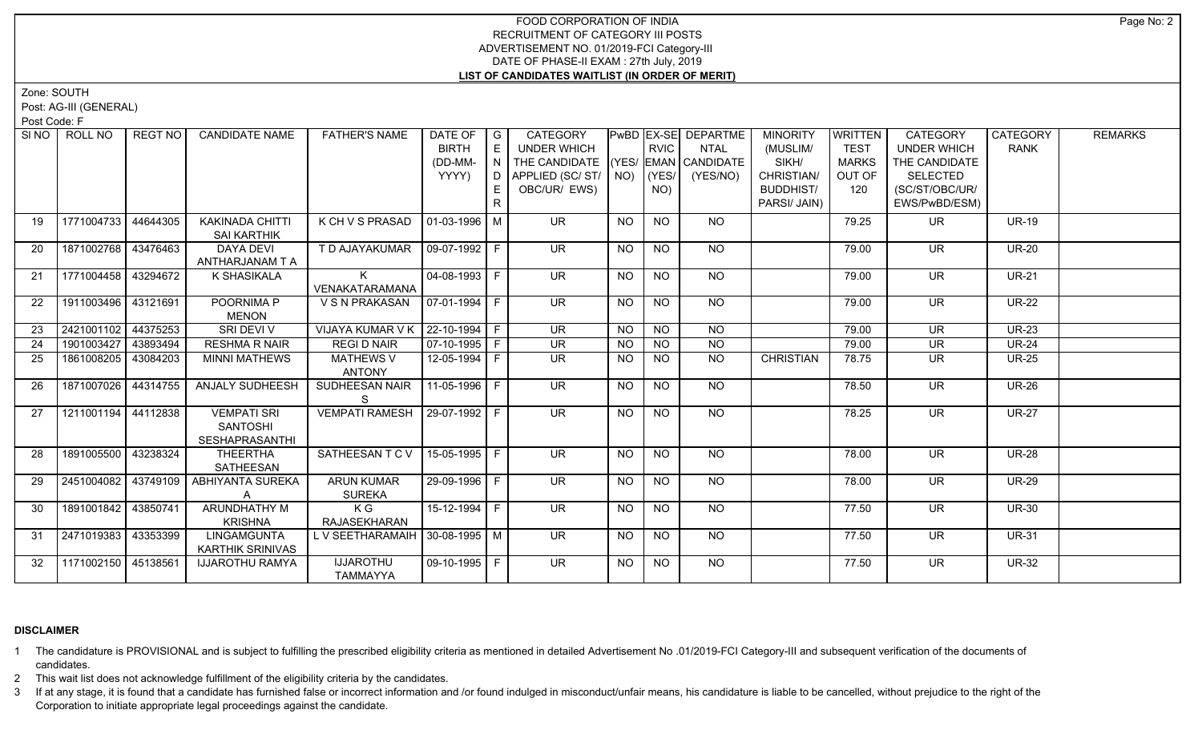# FOOD CORPORATION OF INDIA
## RECRUITMENT OF CATEGORY III POSTS
## ADVERTISEMENT NO. 01/2019-FCI Category-III
## DATE OF PHASE-II EXAM : 27th July, 2019
## LIST OF CANDIDATES WAITLIST (IN ORDER OF MERIT)

Zone: SOUTH

Post: AG-III (GENERAL)

Post Code: F

| Sl NO | ROLL NO | REGT NO | CANDIDATE NAME | FATHER'S NAME | DATE OF BIRTH (DD-MM-YYYY) | GENDER | CATEGORY UNDER WHICH THE CANDIDATE APPLIED (SC/ ST/ OBC/UR/ EWS) | PwBD (YES/ NO) | EX-SERVICEMAN (YES/ NO) | DEPARTMENTAL CANDIDATE (YES/NO) | MINORITY (MUSLIM/ SIKH/ CHRISTIAN/ BUDDHIST/ PARSI/ JAIN) | WRITTEN TEST MARKS OUT OF 120 | CATEGORY UNDER WHICH THE CANDIDATE SELECTED (SC/ST/OBC/UR/ EWS/PwBD/ESM) | CATEGORY RANK | REMARKS |
|---|---|---|---|---|---|---|---|---|---|---|---|---|---|---|---|
| 19 | 1771004733 | 44644305 | KAKINADA CHITTI SAI KARTHIK | K CH V S PRASAD | 01-03-1996 | M | UR | NO | NO | NO | | 79.25 | UR | UR-19 | |
| 20 | 1871002768 | 43476463 | DAYA DEVI ANTHARJANAM T A | T D AJAYAKUMAR | 09-07-1992 | F | UR | NO | NO | NO | | 79.00 | UR | UR-20 | |
| 21 | 1771004458 | 43294672 | K SHASIKALA | K VENAKATARAMANA | 04-08-1993 | F | UR | NO | NO | NO | | 79.00 | UR | UR-21 | |
| 22 | 1911003496 | 43121691 | POORNIMA P MENON | V S N PRAKASAN | 07-01-1994 | F | UR | NO | NO | NO | | 79.00 | UR | UR-22 | |
| 23 | 2421001102 | 44375253 | SRI DEVI V | VIJAYA KUMAR V K | 22-10-1994 | F | UR | NO | NO | NO | | 79.00 | UR | UR-23 | |
| 24 | 1901003427 | 43893494 | RESHMA R NAIR | REGI D NAIR | 07-10-1995 | F | UR | NO | NO | NO | | 79.00 | UR | UR-24 | |
| 25 | 1861008205 | 43084203 | MINNI MATHEWS | MATHEWS V ANTONY | 12-05-1994 | F | UR | NO | NO | NO | CHRISTIAN | 78.75 | UR | UR-25 | |
| 26 | 1871007026 | 44314755 | ANJALY SUDHEESH | SUDHEESAN NAIR S | 11-05-1996 | F | UR | NO | NO | NO | | 78.50 | UR | UR-26 | |
| 27 | 1211001194 | 44112838 | VEMPATI SRI SANTOSHI SESHAPRASANTHI | VEMPATI RAMESH | 29-07-1992 | F | UR | NO | NO | NO | | 78.25 | UR | UR-27 | |
| 28 | 1891005500 | 43238324 | THEERTHA SATHEESAN | SATHEESAN T C V | 15-05-1995 | F | UR | NO | NO | NO | | 78.00 | UR | UR-28 | |
| 29 | 2451004082 | 43749109 | ABHIYANTA SUREKA A | ARUN KUMAR SUREKA | 29-09-1996 | F | UR | NO | NO | NO | | 78.00 | UR | UR-29 | |
| 30 | 1891001842 | 43850741 | ARUNDHATHY M KRISHNA | K G RAJASEKHARAN | 15-12-1994 | F | UR | NO | NO | NO | | 77.50 | UR | UR-30 | |
| 31 | 2471019383 | 43353399 | LINGAMGUNTA KARTHIK SRINIVAS | L V SEETHARAMAIH | 30-08-1995 | M | UR | NO | NO | NO | | 77.50 | UR | UR-31 | |
| 32 | 1171002150 | 45138561 | IJJAROTHU RAMYA | IJJAROTHU TAMMAYYA | 09-10-1995 | F | UR | NO | NO | NO | | 77.50 | UR | UR-32 | |

### DISCLAIMER

1 The candidature is PROVISIONAL and is subject to fulfilling the prescribed eligibility criteria as mentioned in detailed Advertisement No .01/2019-FCI Category-III and subsequent verification of the documents of candidates.

2 This wait list does not acknowledge fulfillment of the eligibility criteria by the candidates.

3 If at any stage, it is found that a candidate has furnished false or incorrect information and /or found indulged in misconduct/unfair means, his candidature is liable to be cancelled, without prejudice to the right of the Corporation to initiate appropriate legal proceedings against the candidate.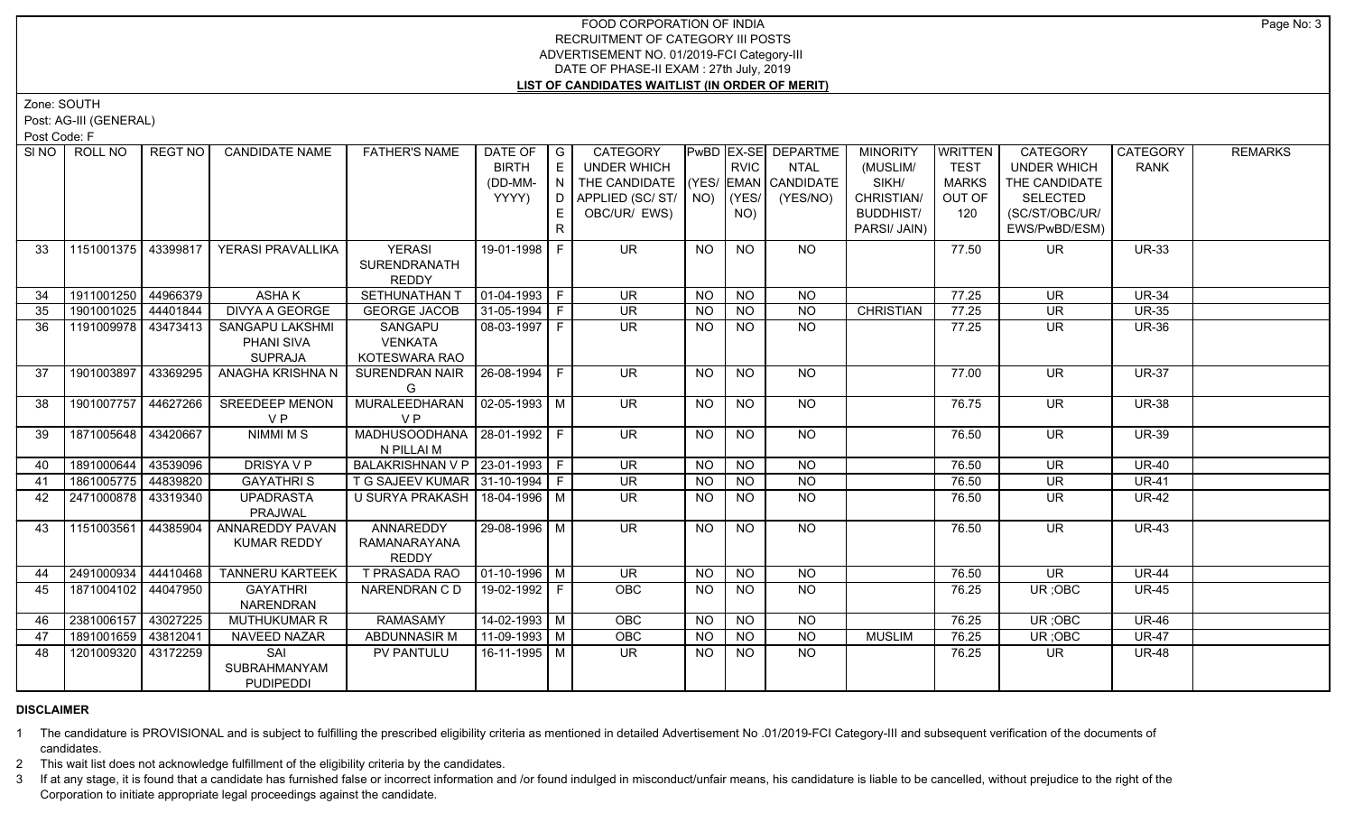# FOOD CORPORATION OF INDIA
## RECRUITMENT OF CATEGORY III POSTS
## ADVERTISEMENT NO. 01/2019-FCI Category-III
## DATE OF PHASE-II EXAM : 27th July, 2019
## LIST OF CANDIDATES WAITLIST (IN ORDER OF MERIT)

Zone: SOUTH

Post: AG-III (GENERAL)

Post Code: F

| Sl NO | ROLL NO | REGT NO | CANDIDATE NAME | FATHER'S NAME | DATE OF BIRTH (DD-MM-YYYY) | GENDER | CATEGORY UNDER WHICH THE CANDIDATE APPLIED (SC/ ST/ OBC/UR/ EWS) | PwBD (YES/ NO) | EX-SERVICEMAN (YES/ NO) | DEPARTMENTAL CANDIDATE (YES/NO) | MINORITY (MUSLIM/ SIKH/ CHRISTIAN/ BUDDHIST/ PARSI/ JAIN) | WRITTEN TEST MARKS OUT OF 120 | CATEGORY UNDER WHICH THE CANDIDATE SELECTED (SC/ST/OBC/UR/ EWS/PwBD/ESM) | CATEGORY RANK | REMARKS |
|---|---|---|---|---|---|---|---|---|---|---|---|---|---|---|---|
| 33 | 1151001375 | 43399817 | YERASI PRAVALLIKA | YERASI SURENDRANATH REDDY | 19-01-1998 | F | UR | NO | NO | NO | | 77.50 | UR | UR-33 | |
| 34 | 1911001250 | 44966379 | ASHA K | SETHUNATHAN T | 01-04-1993 | F | UR | NO | NO | NO | | 77.25 | UR | UR-34 | |
| 35 | 1901001025 | 44401844 | DIVYA A GEORGE | GEORGE JACOB | 31-05-1994 | F | UR | NO | NO | NO | CHRISTIAN | 77.25 | UR | UR-35 | |
| 36 | 1191009978 | 43473413 | SANGAPU LAKSHMI PHANI SIVA SUPRAJA | SANGAPU VENKATA KOTESWARA RAO | 08-03-1997 | F | UR | NO | NO | NO | | 77.25 | UR | UR-36 | |
| 37 | 1901003897 | 43369295 | ANAGHA KRISHNA N | SURENDRAN NAIR G | 26-08-1994 | F | UR | NO | NO | NO | | 77.00 | UR | UR-37 | |
| 38 | 1901007757 | 44627266 | SREEDEEP MENON V P | MURALEEDHARAN V P | 02-05-1993 | M | UR | NO | NO | NO | | 76.75 | UR | UR-38 | |
| 39 | 1871005648 | 43420667 | NIMMI M S | MADHUSOODHANA N PILLAI M | 28-01-1992 | F | UR | NO | NO | NO | | 76.50 | UR | UR-39 | |
| 40 | 1891000644 | 43539096 | DRISYA V P | BALAKRISHNAN V P | 23-01-1993 | F | UR | NO | NO | NO | | 76.50 | UR | UR-40 | |
| 41 | 1861005775 | 44839820 | GAYATHRI S | T G SAJEEV KUMAR | 31-10-1994 | F | UR | NO | NO | NO | | 76.50 | UR | UR-41 | |
| 42 | 2471000878 | 43319340 | UPADRASTA PRAJWAL | U SURYA PRAKASH | 18-04-1996 | M | UR | NO | NO | NO | | 76.50 | UR | UR-42 | |
| 43 | 1151003561 | 44385904 | ANNAREDDY PAVAN KUMAR REDDY | ANNAREDDY RAMANARAYANA REDDY | 29-08-1996 | M | UR | NO | NO | NO | | 76.50 | UR | UR-43 | |
| 44 | 2491000934 | 44410468 | TANNERU KARTEEK | T PRASADA RAO | 01-10-1996 | M | UR | NO | NO | NO | | 76.50 | UR | UR-44 | |
| 45 | 1871004102 | 44047950 | GAYATHRI NARENDRAN | NARENDRAN C D | 19-02-1992 | F | OBC | NO | NO | NO | | 76.25 | UR ;OBC | UR-45 | |
| 46 | 2381006157 | 43027225 | MUTHUKUMAR R | RAMASAMY | 14-02-1993 | M | OBC | NO | NO | NO | | 76.25 | UR ;OBC | UR-46 | |
| 47 | 1891001659 | 43812041 | NAVEED NAZAR | ABDUNNASIR M | 11-09-1993 | M | OBC | NO | NO | NO | MUSLIM | 76.25 | UR ;OBC | UR-47 | |
| 48 | 1201009320 | 43172259 | SAI SUBRAHMANYAM PUDIPEDDI | PV PANTULU | 16-11-1995 | M | UR | NO | NO | NO | | 76.25 | UR | UR-48 | |

**DISCLAIMER**

1 The candidature is PROVISIONAL and is subject to fulfilling the prescribed eligibility criteria as mentioned in detailed Advertisement No .01/2019-FCI Category-III and subsequent verification of the documents of candidates.

2 This wait list does not acknowledge fulfillment of the eligibility criteria by the candidates.

3 If at any stage, it is found that a candidate has furnished false or incorrect information and /or found indulged in misconduct/unfair means, his candidature is liable to be cancelled, without prejudice to the right of the Corporation to initiate appropriate legal proceedings against the candidate.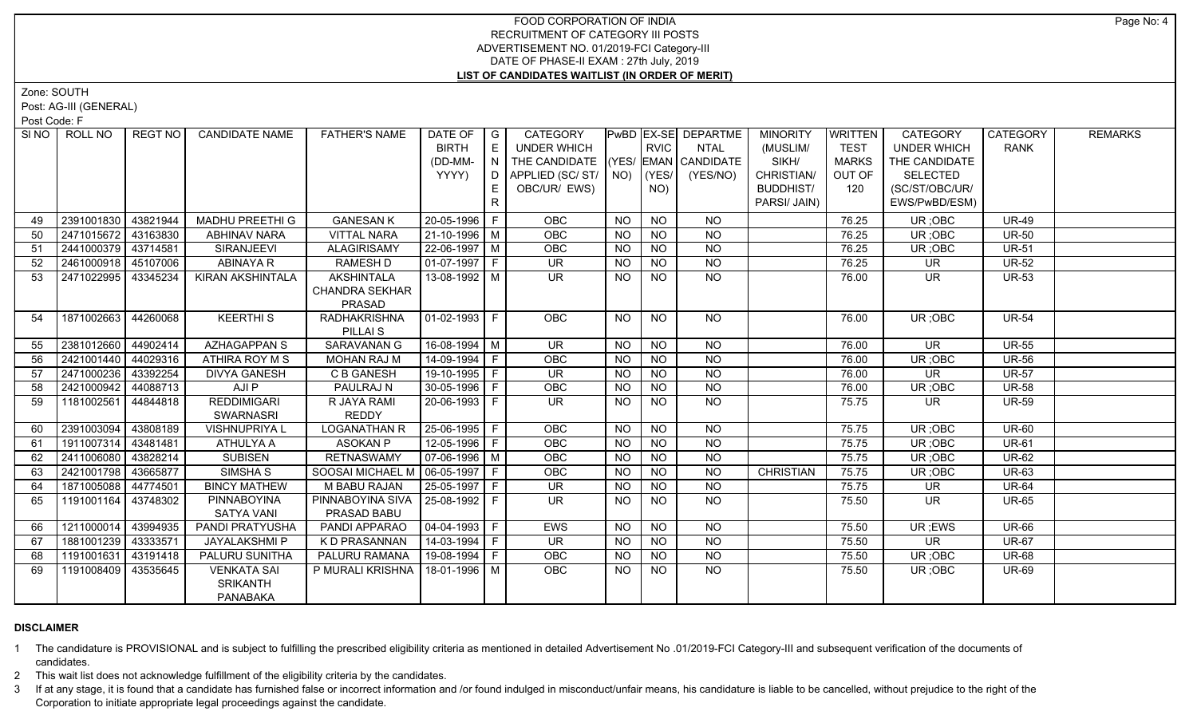FOOD CORPORATION OF INDIA
RECRUITMENT OF CATEGORY III POSTS
ADVERTISEMENT NO. 01/2019-FCI Category-III
DATE OF PHASE-II EXAM : 27th July, 2019
**LIST OF CANDIDATES WAITLIST (IN ORDER OF MERIT)**

Zone: SOUTH
Post: AG-III (GENERAL)
Post Code: F

| Sl NO | ROLL NO | REGT NO | CANDIDATE NAME | FATHER'S NAME | DATE OF BIRTH (DD-MM-YYYY) | GENDER | CATEGORY UNDER WHICH THE CANDIDATE APPLIED (SC/ ST/ OBC/UR/ EWS) | PwBD (YES/ NO) | EX-SERVICEMAN (YES/ NO) | DEPARTMENTAL CANDIDATE (YES/NO) | MINORITY (MUSLIM/ SIKH/ CHRISTIAN/ BUDDHIST/ PARSI/ JAIN) | WRITTEN TEST MARKS OUT OF 120 | CATEGORY UNDER WHICH THE CANDIDATE SELECTED (SC/ST/OBC/UR/ EWS/PwBD/ESM) | CATEGORY RANK | REMARKS |
|---|---|---|---|---|---|---|---|---|---|---|---|---|---|---|---|
| 49 | 2391001830 | 43821944 | MADHU PREETHI G | GANESAN K | 20-05-1996 | F | OBC | NO | NO | NO | | 76.25 | UR ;OBC | UR-49 | |
| 50 | 2471015672 | 43163830 | ABHINAV NARA | VITTAL NARA | 21-10-1996 | M | OBC | NO | NO | NO | | 76.25 | UR ;OBC | UR-50 | |
| 51 | 2441000379 | 43714581 | SIRANJEEVI | ALAGIRISAMY | 22-06-1997 | M | OBC | NO | NO | NO | | 76.25 | UR ;OBC | UR-51 | |
| 52 | 2461000918 | 45107006 | ABINAYA R | RAMESH D | 01-07-1997 | F | UR | NO | NO | NO | | 76.25 | UR | UR-52 | |
| 53 | 2471022995 | 43345234 | KIRAN AKSHINTALA | AKSHINTALA CHANDRA SEKHAR PRASAD | 13-08-1992 | M | UR | NO | NO | NO | | 76.00 | UR | UR-53 | |
| 54 | 1871002663 | 44260068 | KEERTHI S | RADHAKRISHNA PILLAI S | 01-02-1993 | F | OBC | NO | NO | NO | | 76.00 | UR ;OBC | UR-54 | |
| 55 | 2381012660 | 44902414 | AZHAGAPPAN S | SARAVANAN G | 16-08-1994 | M | UR | NO | NO | NO | | 76.00 | UR | UR-55 | |
| 56 | 2421001440 | 44029316 | ATHIRA ROY M S | MOHAN RAJ M | 14-09-1994 | F | OBC | NO | NO | NO | | 76.00 | UR ;OBC | UR-56 | |
| 57 | 2471000236 | 43392254 | DIVYA GANESH | C B GANESH | 19-10-1995 | F | UR | NO | NO | NO | | 76.00 | UR | UR-57 | |
| 58 | 2421000942 | 44088713 | AJI P | PAULRAJ N | 30-05-1996 | F | OBC | NO | NO | NO | | 76.00 | UR ;OBC | UR-58 | |
| 59 | 1181002561 | 44844818 | REDDIMIGARI SWARNASRI | R JAYA RAMI REDDY | 20-06-1993 | F | UR | NO | NO | NO | | 75.75 | UR | UR-59 | |
| 60 | 2391003094 | 43808189 | VISHNUPRIYA L | LOGANATHAN R | 25-06-1995 | F | OBC | NO | NO | NO | | 75.75 | UR ;OBC | UR-60 | |
| 61 | 1911007314 | 43481481 | ATHULYA A | ASOKAN P | 12-05-1996 | F | OBC | NO | NO | NO | | 75.75 | UR ;OBC | UR-61 | |
| 62 | 2411006080 | 43828214 | SUBISEN | RETNASWAMY | 07-06-1996 | M | OBC | NO | NO | NO | | 75.75 | UR ;OBC | UR-62 | |
| 63 | 2421001798 | 43665877 | SIMSHA S | SOOSAI MICHAEL M | 06-05-1997 | F | OBC | NO | NO | NO | CHRISTIAN | 75.75 | UR ;OBC | UR-63 | |
| 64 | 1871005088 | 44774501 | BINCY MATHEW | M BABU RAJAN | 25-05-1997 | F | UR | NO | NO | NO | | 75.75 | UR | UR-64 | |
| 65 | 1191001164 | 43748302 | PINNABOYINA SATYA VANI | PINNABOYINA SIVA PRASAD BABU | 25-08-1992 | F | UR | NO | NO | NO | | 75.50 | UR | UR-65 | |
| 66 | 1211000014 | 43994935 | PANDI PRATYUSHA | PANDI APPARAO | 04-04-1993 | F | EWS | NO | NO | NO | | 75.50 | UR ;EWS | UR-66 | |
| 67 | 1881001239 | 43333571 | JAYALAKSHMI P | K D PRASANNAN | 14-03-1994 | F | UR | NO | NO | NO | | 75.50 | UR | UR-67 | |
| 68 | 1191001631 | 43191418 | PALURU SUNITHA | PALURU RAMANA | 19-08-1994 | F | OBC | NO | NO | NO | | 75.50 | UR ;OBC | UR-68 | |
| 69 | 1191008409 | 43535645 | VENKATA SAI SRIKANTH PANABAKA | P MURALI KRISHNA | 18-01-1996 | M | OBC | NO | NO | NO | | 75.50 | UR ;OBC | UR-69 | |

**DISCLAIMER**

1 The candidature is PROVISIONAL and is subject to fulfilling the prescribed eligibility criteria as mentioned in detailed Advertisement No .01/2019-FCI Category-III and subsequent verification of the documents of candidates.

2 This wait list does not acknowledge fulfillment of the eligibility criteria by the candidates.

3 If at any stage, it is found that a candidate has furnished false or incorrect information and /or found indulged in misconduct/unfair means, his candidature is liable to be cancelled, without prejudice to the right of the Corporation to initiate appropriate legal proceedings against the candidate.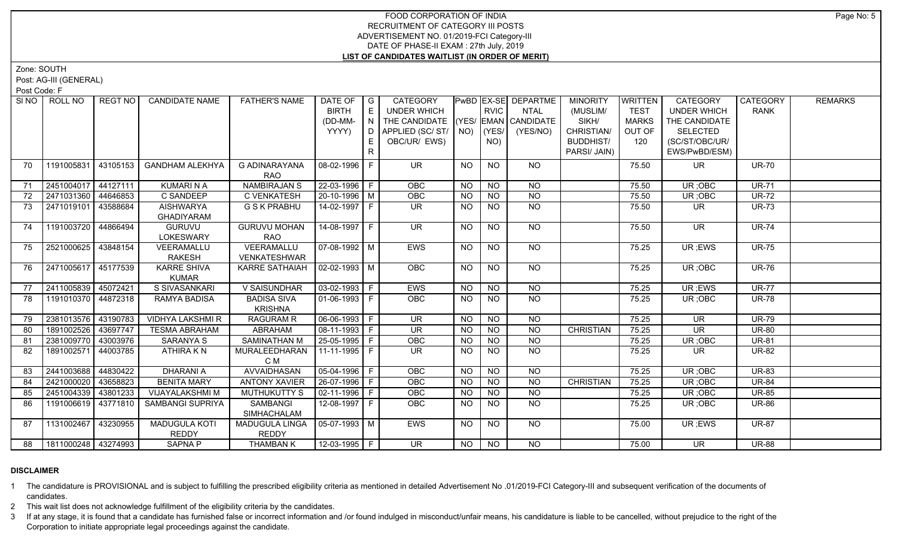# FOOD CORPORATION OF INDIA
## RECRUITMENT OF CATEGORY III POSTS
### ADVERTISEMENT NO. 01/2019-FCI Category-III
### DATE OF PHASE-II EXAM : 27th July, 2019
### LIST OF CANDIDATES WAITLIST (IN ORDER OF MERIT)

Zone: SOUTH

Post: AG-III (GENERAL)

Post Code: F

| SI NO | ROLL NO | REGT NO | CANDIDATE NAME | FATHER'S NAME | DATE OF BIRTH (DD-MM-YYYY) | GENDER | CATEGORY UNDER WHICH THE CANDIDATE APPLIED (SC/ ST/ OBC/UR/ EWS) | PwBD (YES/ NO) | EX-SERVICEMAN (YES/ NO) | DEPARTMENTAL CANDIDATE (YES/NO) | MINORITY (MUSLIM/ SIKH/ CHRISTIAN/ BUDDHIST/ PARSI/ JAIN) | WRITTEN TEST MARKS OUT OF 120 | CATEGORY UNDER WHICH THE CANDIDATE SELECTED (SC/ST/OBC/UR/ EWS/PwBD/ESM) | CATEGORY RANK | REMARKS |
|---|---|---|---|---|---|---|---|---|---|---|---|---|---|---|---|
| 70 | 1191005831 | 43105153 | GANDHAM ALEKHYA | G ADINARAYANA RAO | 08-02-1996 | F | UR | NO | NO | NO | | 75.50 | UR | UR-70 | |
| 71 | 2451004017 | 44127111 | KUMARI N A | NAMBIRAJAN S | 22-03-1996 | F | OBC | NO | NO | NO | | 75.50 | UR ;OBC | UR-71 | |
| 72 | 2471031360 | 44646853 | C SANDEEP | C VENKATESH | 20-10-1996 | M | OBC | NO | NO | NO | | 75.50 | UR ;OBC | UR-72 | |
| 73 | 2471019101 | 43588684 | AISHWARYA GHADIYARAM | G S K PRABHU | 14-02-1997 | F | UR | NO | NO | NO | | 75.50 | UR | UR-73 | |
| 74 | 1191003720 | 44866494 | GURUVU LOKESWARY | GURUVU MOHAN RAO | 14-08-1997 | F | UR | NO | NO | NO | | 75.50 | UR | UR-74 | |
| 75 | 2521000625 | 43848154 | VEERAMALLU RAKESH | VEERAMALLU VENKATESHWAR | 07-08-1992 | M | EWS | NO | NO | NO | | 75.25 | UR ;EWS | UR-75 | |
| 76 | 2471005617 | 45177539 | KARRE SHIVA KUMAR | KARRE SATHAIAH | 02-02-1993 | M | OBC | NO | NO | NO | | 75.25 | UR ;OBC | UR-76 | |
| 77 | 2411005839 | 45072421 | S SIVASANKARI | V SAISUNDHAR | 03-02-1993 | F | EWS | NO | NO | NO | | 75.25 | UR ;EWS | UR-77 | |
| 78 | 1191010370 | 44872318 | RAMYA BADISA | BADISA SIVA KRISHNA | 01-06-1993 | F | OBC | NO | NO | NO | | 75.25 | UR ;OBC | UR-78 | |
| 79 | 2381013576 | 43190783 | VIDHYA LAKSHMI R | RAGURAM R | 06-06-1993 | F | UR | NO | NO | NO | | 75.25 | UR | UR-79 | |
| 80 | 1891002526 | 43697747 | TESMA ABRAHAM | ABRAHAM | 08-11-1993 | F | UR | NO | NO | NO | CHRISTIAN | 75.25 | UR | UR-80 | |
| 81 | 2381009770 | 43003976 | SARANYA S | SAMINATHAN M | 25-05-1995 | F | OBC | NO | NO | NO | | 75.25 | UR ;OBC | UR-81 | |
| 82 | 1891002571 | 44003785 | ATHIRA K N | MURALEEDHARAN C M | 11-11-1995 | F | UR | NO | NO | NO | | 75.25 | UR | UR-82 | |
| 83 | 2441003688 | 44830422 | DHARANI A | AVVAIDHASAN | 05-04-1996 | F | OBC | NO | NO | NO | | 75.25 | UR ;OBC | UR-83 | |
| 84 | 2421000020 | 43658823 | BENITA MARY | ANTONY XAVIER | 26-07-1996 | F | OBC | NO | NO | NO | CHRISTIAN | 75.25 | UR ;OBC | UR-84 | |
| 85 | 2451004339 | 43801233 | VIJAYALAKSHMI M | MUTHUKUTTY S | 02-11-1996 | F | OBC | NO | NO | NO | | 75.25 | UR ;OBC | UR-85 | |
| 86 | 1191006619 | 43771810 | SAMBANGI SUPRIYA | SAMBANGI SIMHACHALAM | 12-08-1997 | F | OBC | NO | NO | NO | | 75.25 | UR ;OBC | UR-86 | |
| 87 | 1131002467 | 43230955 | MADUGULA KOTI REDDY | MADUGULA LINGA REDDY | 05-07-1993 | M | EWS | NO | NO | NO | | 75.00 | UR ;EWS | UR-87 | |
| 88 | 1811000248 | 43274993 | SAPNA P | THAMBAN K | 12-03-1995 | F | UR | NO | NO | NO | | 75.00 | UR | UR-88 | |

**DISCLAIMER**

1. The candidature is PROVISIONAL and is subject to fulfilling the prescribed eligibility criteria as mentioned in detailed Advertisement No .01/2019-FCI Category-III and subsequent verification of the documents of candidates.
2. This wait list does not acknowledge fulfillment of the eligibility criteria by the candidates.
3. If at any stage, it is found that a candidate has furnished false or incorrect information and /or found indulged in misconduct/unfair means, his candidature is liable to be cancelled, without prejudice to the right of the Corporation to initiate appropriate legal proceedings against the candidate.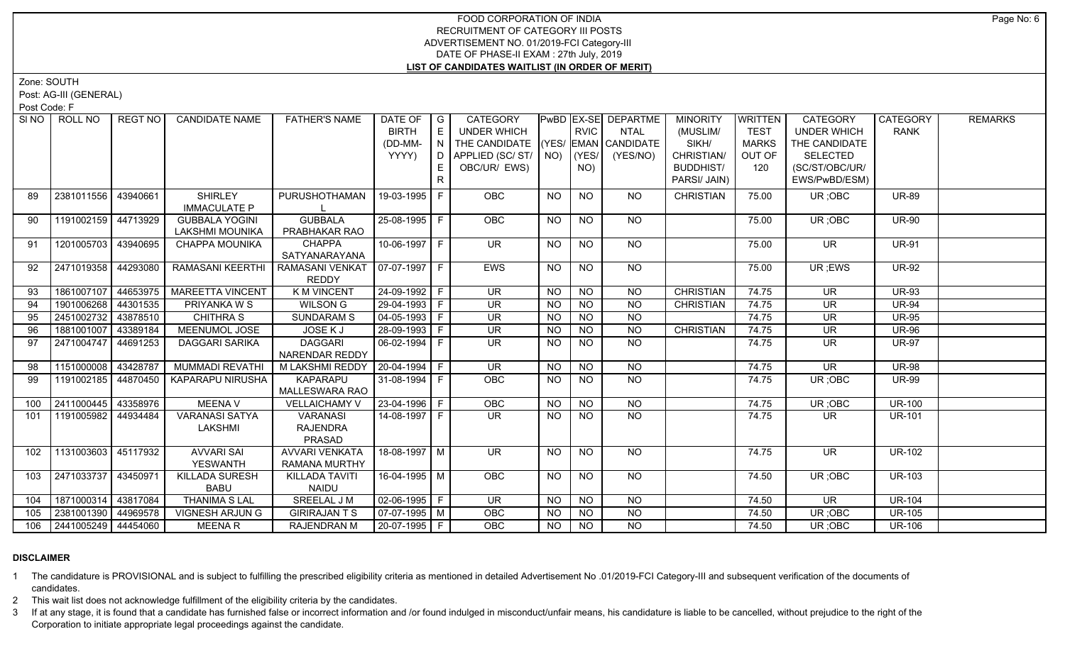# FOOD CORPORATION OF INDIA
## RECRUITMENT OF CATEGORY III POSTS
### ADVERTISEMENT NO. 01/2019-FCI Category-III
### DATE OF PHASE-II EXAM : 27th July, 2019
### LIST OF CANDIDATES WAITLIST (IN ORDER OF MERIT)

Zone: SOUTH

Post: AG-III (GENERAL)

Post Code: F

| Sl NO | ROLL NO | REGT NO | CANDIDATE NAME | FATHER'S NAME | DATE OF BIRTH (DD-MM-YYYY) | GENDER | CATEGORY UNDER WHICH THE CANDIDATE APPLIED (SC/ ST/ OBC/UR/ EWS) | PwBD (YES/ NO) | EX-SERVICEMAN (YES/ NO) | DEPARTMENTAL CANDIDATE (YES/NO) | MINORITY (MUSLIM/ SIKH/ CHRISTIAN/ BUDDHIST/ PARSI/ JAIN) | WRITTEN TEST MARKS OUT OF 120 | CATEGORY UNDER WHICH THE CANDIDATE SELECTED (SC/ST/OBC/UR/ EWS/PwBD/ESM) | CATEGORY RANK | REMARKS |
|---|---|---|---|---|---|---|---|---|---|---|---|---|---|---|---|
| 89 | 2381011556 | 43940661 | SHIRLEY IMMACULATE P | PURUSHOTHAMAN L | 19-03-1995 | F | OBC | NO | NO | NO | CHRISTIAN | 75.00 | UR ;OBC | UR-89 | |
| 90 | 1191002159 | 44713929 | GUBBALA YOGINI LAKSHMI MOUNIKA | GUBBALA PRABHAKAR RAO | 25-08-1995 | F | OBC | NO | NO | NO | | 75.00 | UR ;OBC | UR-90 | |
| 91 | 1201005703 | 43940695 | CHAPPA MOUNIKA | CHAPPA SATYANARAYANA | 10-06-1997 | F | UR | NO | NO | NO | | 75.00 | UR | UR-91 | |
| 92 | 2471019358 | 44293080 | RAMASANI KEERTHI | RAMASANI VENKAT REDDY | 07-07-1997 | F | EWS | NO | NO | NO | | 75.00 | UR ;EWS | UR-92 | |
| 93 | 1861007107 | 44653975 | MAREETTA VINCENT | K M VINCENT | 24-09-1992 | F | UR | NO | NO | NO | CHRISTIAN | 74.75 | UR | UR-93 | |
| 94 | 1901006268 | 44301535 | PRIYANKA W S | WILSON G | 29-04-1993 | F | UR | NO | NO | NO | CHRISTIAN | 74.75 | UR | UR-94 | |
| 95 | 2451002732 | 43878510 | CHITHRA S | SUNDARAM S | 04-05-1993 | F | UR | NO | NO | NO | | 74.75 | UR | UR-95 | |
| 96 | 1881001007 | 43389184 | MEENUMOL JOSE | JOSE K J | 28-09-1993 | F | UR | NO | NO | NO | CHRISTIAN | 74.75 | UR | UR-96 | |
| 97 | 2471004747 | 44691253 | DAGGARI SARIKA | DAGGARI NARENDAR REDDY | 06-02-1994 | F | UR | NO | NO | NO | | 74.75 | UR | UR-97 | |
| 98 | 1151000008 | 43428787 | MUMMADI REVATHI | M LAKSHMI REDDY | 20-04-1994 | F | UR | NO | NO | NO | | 74.75 | UR | UR-98 | |
| 99 | 1191002185 | 44870450 | KAPARAPU NIRUSHA | KAPARAPU MALLESWARA RAO | 31-08-1994 | F | OBC | NO | NO | NO | | 74.75 | UR ;OBC | UR-99 | |
| 100 | 2411000445 | 43358976 | MEENA V | VELLAICHAMY V | 23-04-1996 | F | OBC | NO | NO | NO | | 74.75 | UR ;OBC | UR-100 | |
| 101 | 1191005982 | 44934484 | VARANASI SATYA LAKSHMI | VARANASI RAJENDRA PRASAD | 14-08-1997 | F | UR | NO | NO | NO | | 74.75 | UR | UR-101 | |
| 102 | 1131003603 | 45117932 | AVVARI SAI YESWANTH | AVVARI VENKATA RAMANA MURTHY | 18-08-1997 | M | UR | NO | NO | NO | | 74.75 | UR | UR-102 | |
| 103 | 2471033737 | 43450971 | KILLADA SURESH BABU | KILLADA TAVITI NAIDU | 16-04-1995 | M | OBC | NO | NO | NO | | 74.50 | UR ;OBC | UR-103 | |
| 104 | 1871000314 | 43817084 | THANIMA S LAL | SREELAL J M | 02-06-1995 | F | UR | NO | NO | NO | | 74.50 | UR | UR-104 | |
| 105 | 2381001390 | 44969578 | VIGNESH ARJUN G | GIRIRAJAN T S | 07-07-1995 | M | OBC | NO | NO | NO | | 74.50 | UR ;OBC | UR-105 | |
| 106 | 2441005249 | 44454060 | MEENA R | RAJENDRAN M | 20-07-1995 | F | OBC | NO | NO | NO | | 74.50 | UR ;OBC | UR-106 | |

**DISCLAIMER**

1 The candidature is PROVISIONAL and is subject to fulfilling the prescribed eligibility criteria as mentioned in detailed Advertisement No .01/2019-FCI Category-III and subsequent verification of the documents of candidates.

2 This wait list does not acknowledge fulfillment of the eligibility criteria by the candidates.

3 If at any stage, it is found that a candidate has furnished false or incorrect information and /or found indulged in misconduct/unfair means, his candidature is liable to be cancelled, without prejudice to the right of the Corporation to initiate appropriate legal proceedings against the candidate.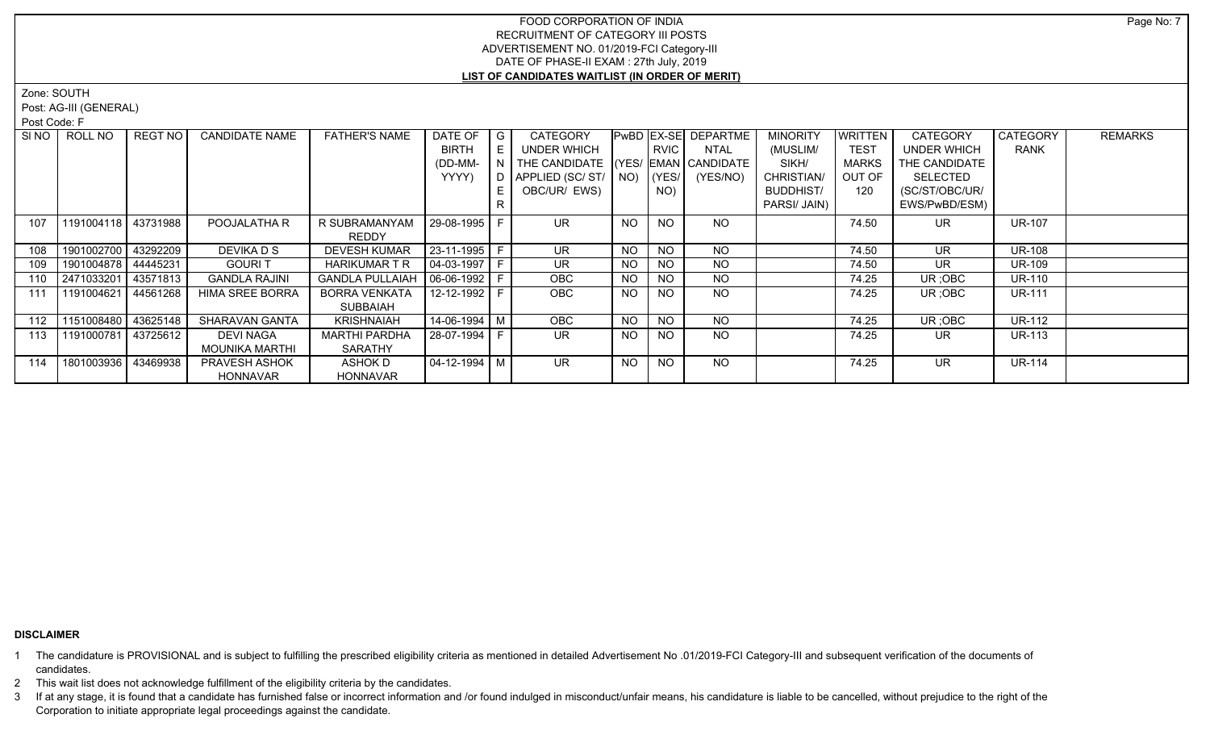# FOOD CORPORATION OF INDIA
## RECRUITMENT OF CATEGORY III POSTS
### ADVERTISEMENT NO. 01/2019-FCI Category-III
### DATE OF PHASE-II EXAM : 27th July, 2019
### LIST OF CANDIDATES WAITLIST (IN ORDER OF MERIT)

Zone: SOUTH

Post: AG-III (GENERAL)

Post Code: F

| Sl NO | ROLL NO | REGT NO | CANDIDATE NAME | FATHER'S NAME | DATE OF BIRTH (DD-MM-YYYY) | GENDER | CATEGORY UNDER WHICH THE CANDIDATE APPLIED (SC/ ST/ OBC/UR/ EWS) | PwBD (YES/ NO) | EX-SERVICEMAN (YES/ NO) | DEPARTMENTAL CANDIDATE (YES/NO) | MINORITY (MUSLIM/ SIKH/ CHRISTIAN/ BUDDHIST/ PARSI/ JAIN) | WRITTEN TEST MARKS OUT OF 120 | CATEGORY UNDER WHICH THE CANDIDATE SELECTED (SC/ST/OBC/UR/ EWS/PwBD/ESM) | CATEGORY RANK | REMARKS |
|---|---|---|---|---|---|---|---|---|---|---|---|---|---|---|---|
| 107 | 1191004118 | 43731988 | POOJALATHA R | R SUBRAMANYAM REDDY | 29-08-1995 | F | UR | NO | NO | NO | | 74.50 | UR | UR-107 | |
| 108 | 1901002700 | 43292209 | DEVIKA D S | DEVESH KUMAR | 23-11-1995 | F | UR | NO | NO | NO | | 74.50 | UR | UR-108 | |
| 109 | 1901004878 | 44445231 | GOURI T | HARIKUMAR T R | 04-03-1997 | F | UR | NO | NO | NO | | 74.50 | UR | UR-109 | |
| 110 | 2471033201 | 43571813 | GANDLA RAJINI | GANDLA PULLAIAH | 06-06-1992 | F | OBC | NO | NO | NO | | 74.25 | UR ;OBC | UR-110 | |
| 111 | 1191004621 | 44561268 | HIMA SREE BORRA | BORRA VENKATA SUBBAIAH | 12-12-1992 | F | OBC | NO | NO | NO | | 74.25 | UR ;OBC | UR-111 | |
| 112 | 1151008480 | 43625148 | SHARAVAN GANTA | KRISHNAIAH | 14-06-1994 | M | OBC | NO | NO | NO | | 74.25 | UR ;OBC | UR-112 | |
| 113 | 1191000781 | 43725612 | DEVI NAGA MOUNIKA MARTHI | MARTHI PARDHA SARATHY | 28-07-1994 | F | UR | NO | NO | NO | | 74.25 | UR | UR-113 | |
| 114 | 1801003936 | 43469938 | PRAVESH ASHOK HONNAVAR | ASHOK D HONNAVAR | 04-12-1994 | M | UR | NO | NO | NO | | 74.25 | UR | UR-114 | |

**DISCLAIMER**

1. The candidature is PROVISIONAL and is subject to fulfilling the prescribed eligibility criteria as mentioned in detailed Advertisement No .01/2019-FCI Category-III and subsequent verification of the documents of candidates.
2. This wait list does not acknowledge fulfillment of the eligibility criteria by the candidates.
3. If at any stage, it is found that a candidate has furnished false or incorrect information and /or found indulged in misconduct/unfair means, his candidature is liable to be cancelled, without prejudice to the right of the Corporation to initiate appropriate legal proceedings against the candidate.